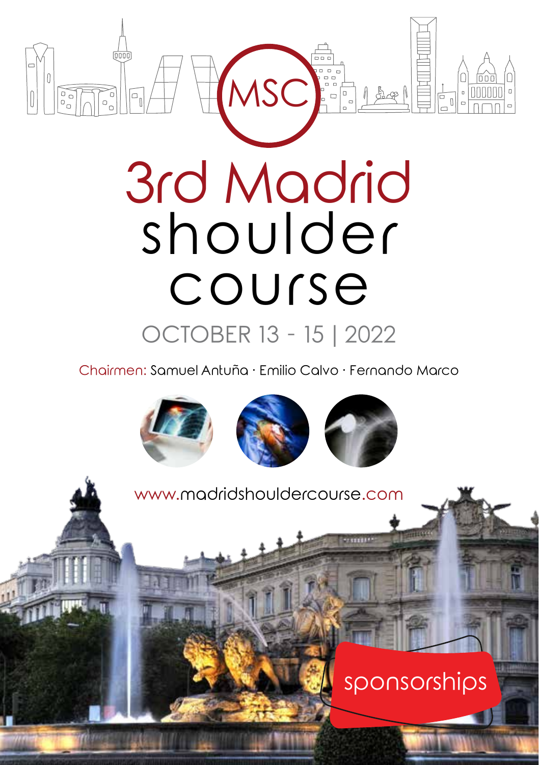MSC

# 3rd Madrid shoulder course

## OCTOBER 13 - 15 | 2022

Chairmen: Samuel Antuña · Emilio Calvo · Fernando Marco

www.madridshouldercourse.com

sponsorships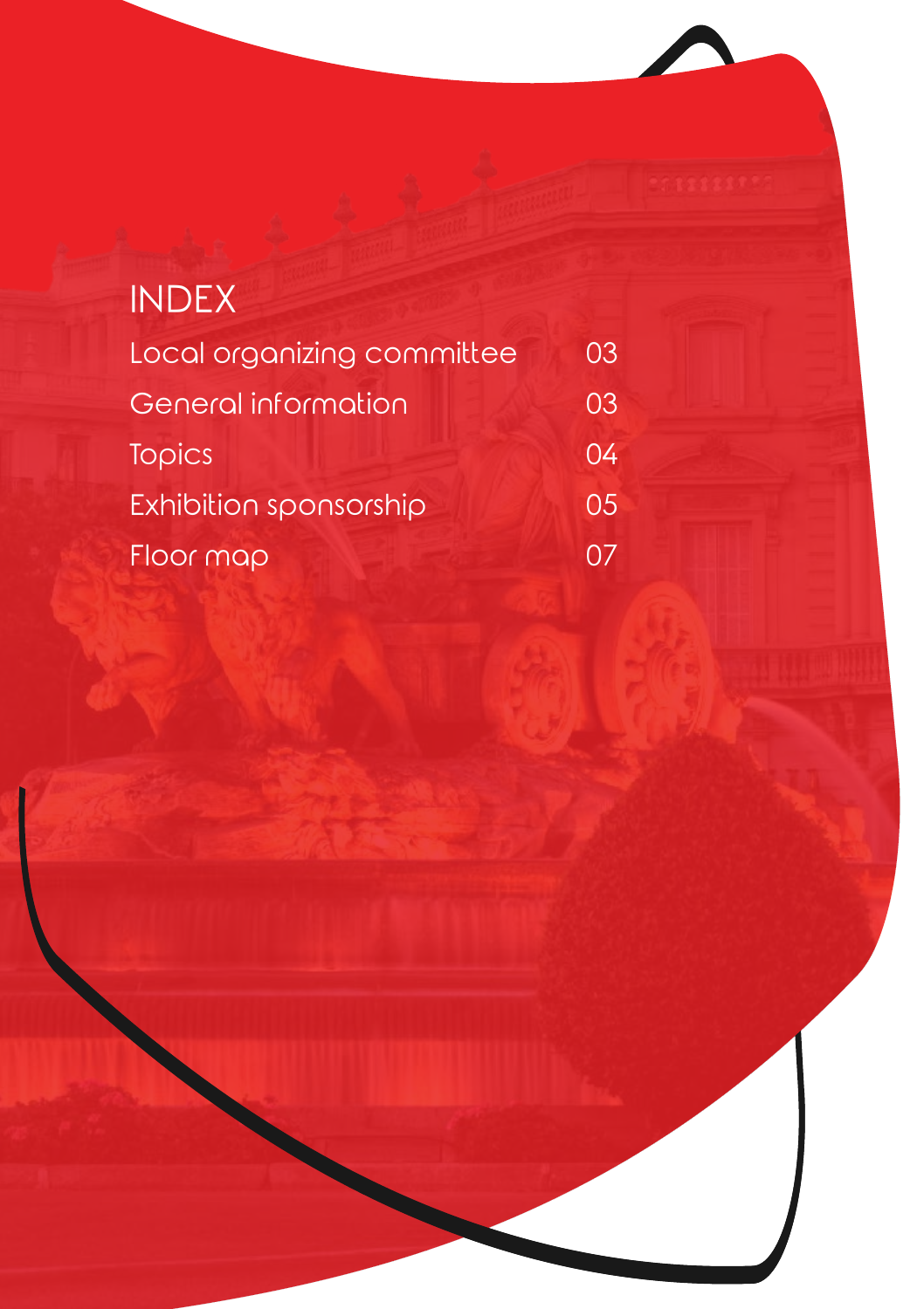# INDEX

| | |
|---|---|
| Local organizing committee | 03 |
| General information | 03 |
| Topics | 04 |
| Exhibition sponsorship | 05 |
| Floor map | 07 |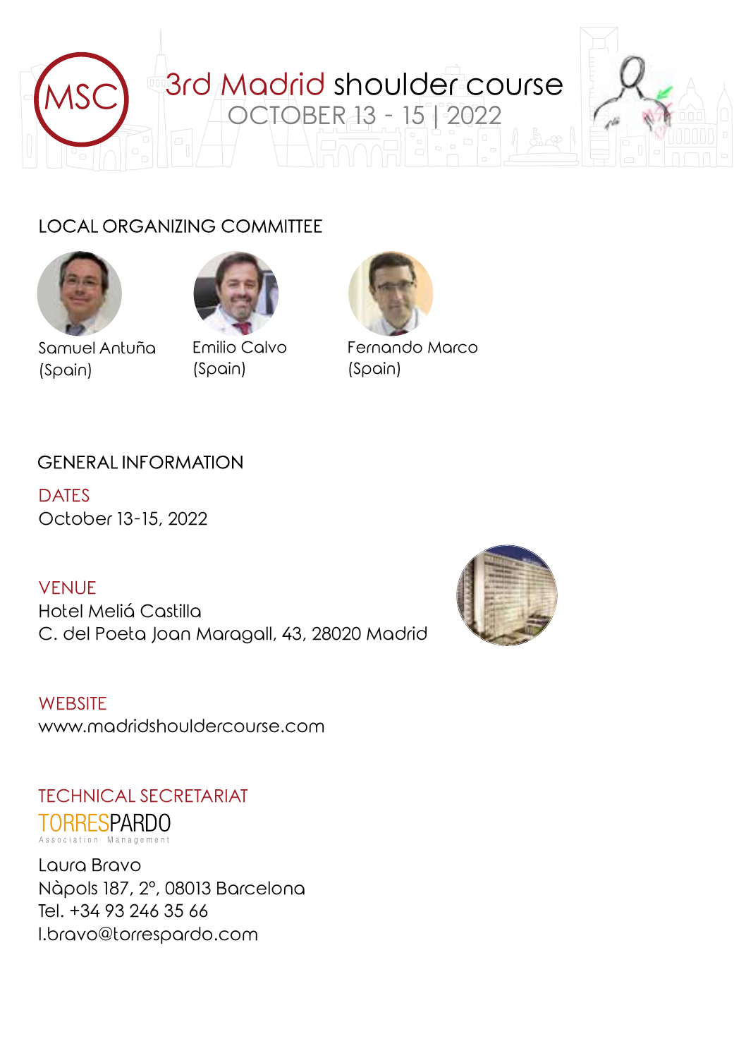MSC

# 3rd Madrid shoulder course

OCTOBER 13 - 15 | 2022

## LOCAL ORGANIZING COMMITTEE

Samuel Antuña (Spain)

Emilio Calvo (Spain)

Fernando Marco (Spain)

## GENERAL INFORMATION

**DATES**
October 13-15, 2022

**VENUE**
Hotel Meliá Castilla
C. del Poeta Joan Maragall, 43, 28020 Madrid

**WEBSITE**
www.madridshouldercourse.com

**TECHNICAL SECRETARIAT**

TORRESPARDO
Association Management

Laura Bravo
Nàpols 187, 2º, 08013 Barcelona
Tel. +34 93 246 35 66
l.bravo@torrespardo.com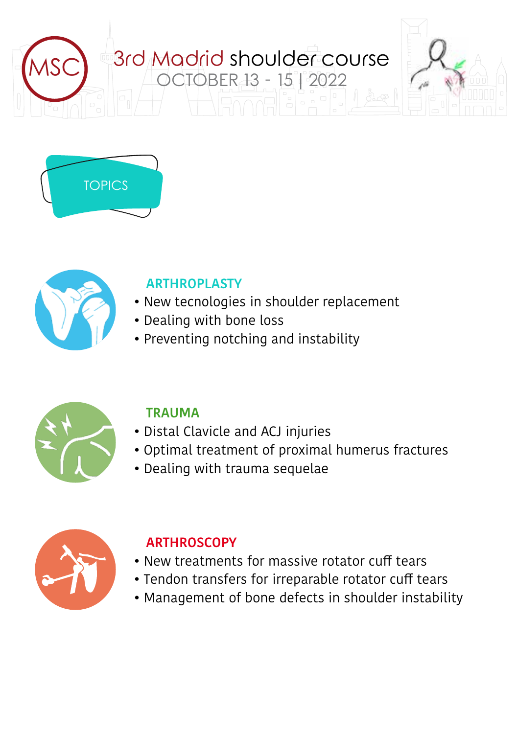# 3rd Madrid shoulder course

OCTOBER 13 - 15 | 2022

## TOPICS

### ARTHROPLASTY

- New tecnologies in shoulder replacement
- Dealing with bone loss
- Preventing notching and instability

### TRAUMA

- Distal Clavicle and ACJ injuries
- Optimal treatment of proximal humerus fractures
- Dealing with trauma sequelae

### ARTHROSCOPY

- New treatments for massive rotator cuff tears
- Tendon transfers for irreparable rotator cuff tears
- Management of bone defects in shoulder instability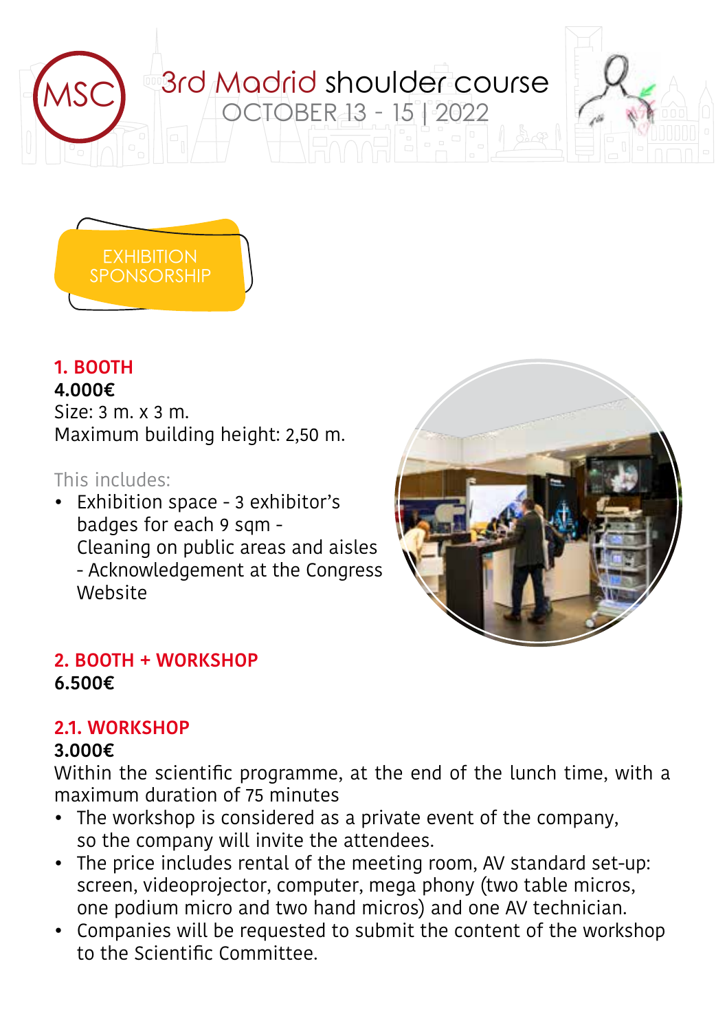# 3rd Madrid shoulder course

OCTOBER 13 - 15 | 2022

## EXHIBITION SPONSORSHIP

### 1. BOOTH

**4.000€**

Size: 3 m. x 3 m.

Maximum building height: 2,50 m.

This includes:

- Exhibition space - 3 exhibitor's badges for each 9 sqm - Cleaning on public areas and aisles - Acknowledgement at the Congress Website

### 2. BOOTH + WORKSHOP

**6.500€**

### 2.1. WORKSHOP

**3.000€**

Within the scientific programme, at the end of the lunch time, with a maximum duration of 75 minutes

- The workshop is considered as a private event of the company, so the company will invite the attendees.
- The price includes rental of the meeting room, AV standard set-up: screen, videoprojector, computer, mega phony (two table micros, one podium micro and two hand micros) and one AV technician.
- Companies will be requested to submit the content of the workshop to the Scientific Committee.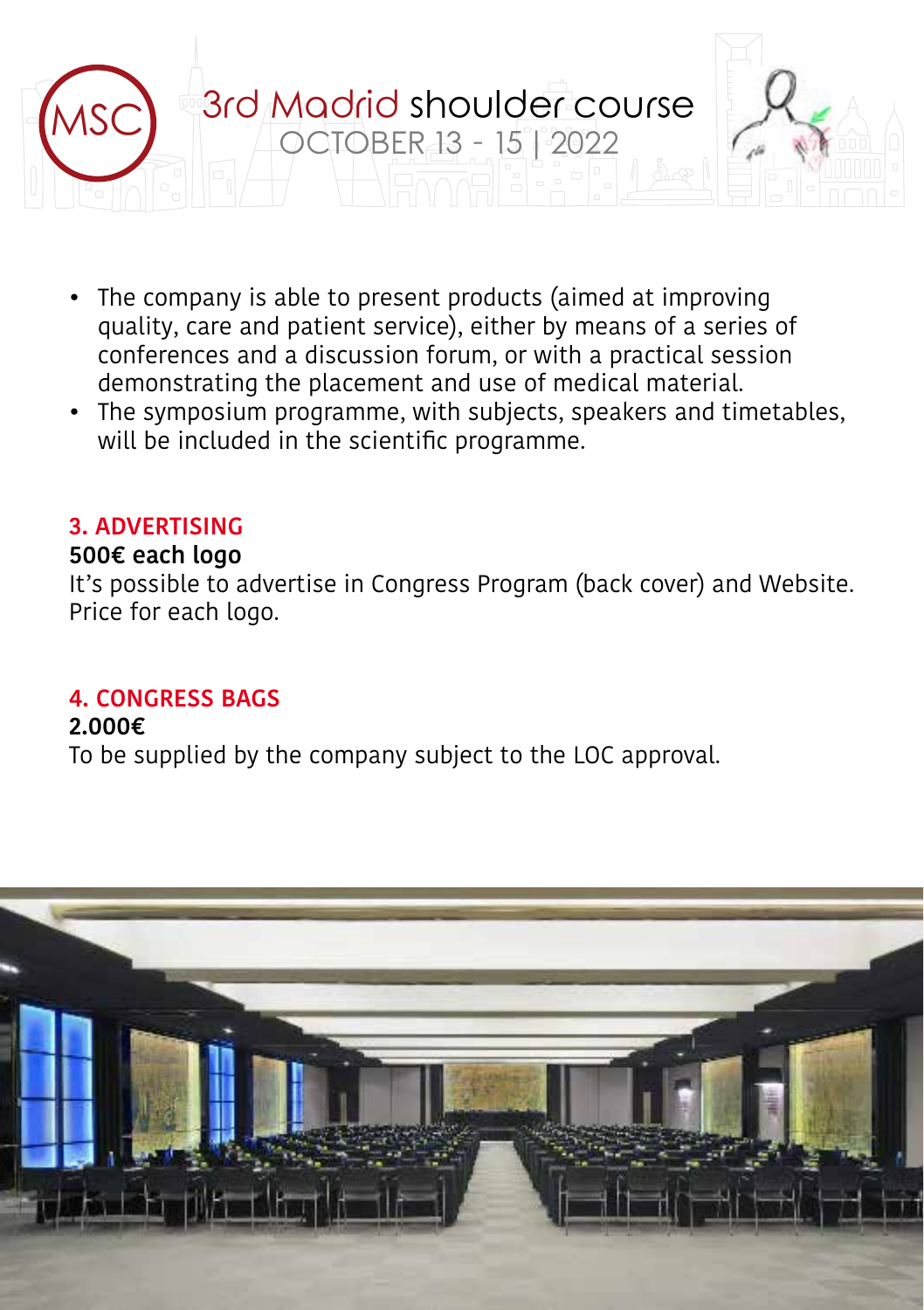- The company is able to present products (aimed at improving quality, care and patient service), either by means of a series of conferences and a discussion forum, or with a practical session demonstrating the placement and use of medical material.
- The symposium programme, with subjects, speakers and timetables, will be included in the scientific programme.

## 3. ADVERTISING

**500€ each logo**

It's possible to advertise in Congress Program (back cover) and Website. Price for each logo.

## 4. CONGRESS BAGS

**2.000€**

To be supplied by the company subject to the LOC approval.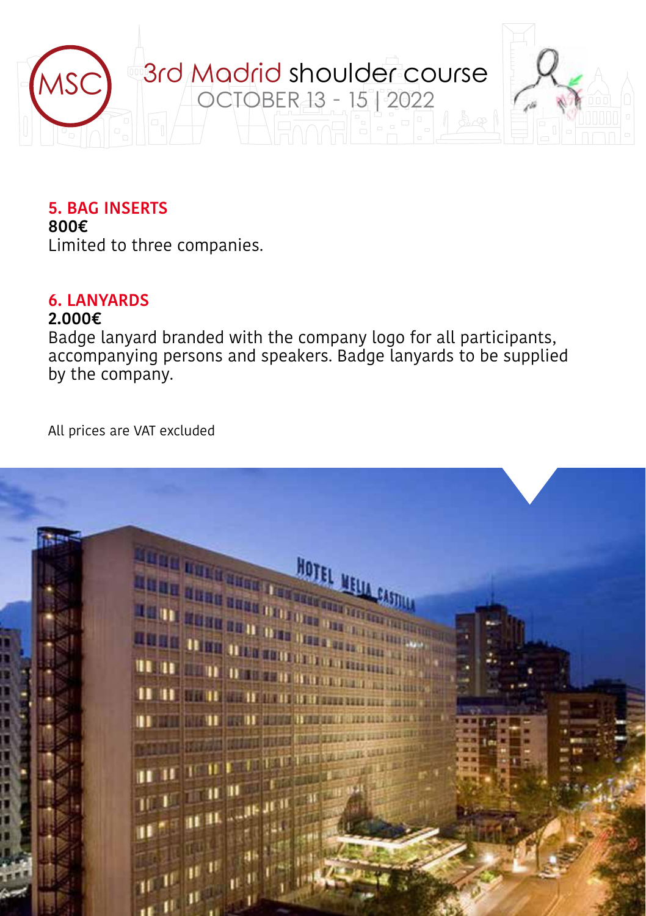## 5. BAG INSERTS

**800€**

Limited to three companies.

## 6. LANYARDS

**2.000€**

Badge lanyard branded with the company logo for all participants, accompanying persons and speakers. Badge lanyards to be supplied by the company.

All prices are VAT excluded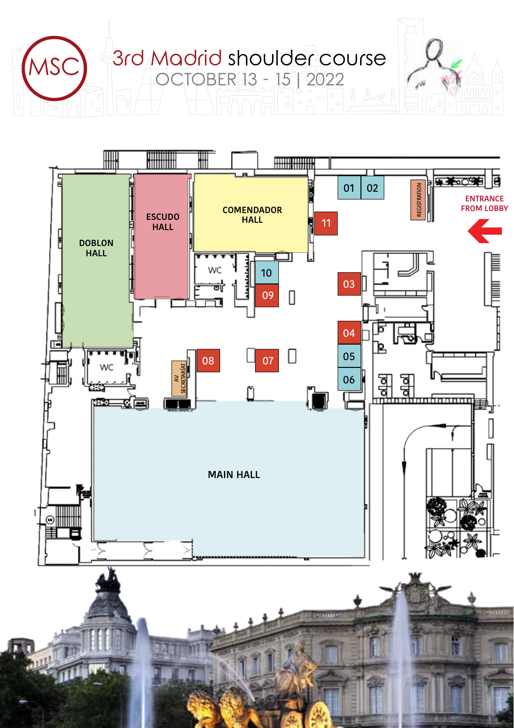# 3rd Madrid shoulder course

OCTOBER 13 - 15 | 2022

DOBLON HALL

ESCUDO HALL

COMENDADOR HALL

MAIN HALL

WC

WC

REGISTRATION

ENTRANCE FROM LOBBY

AV SECRETARÍAT

01 02 03 04 05 06 07 08 09 10 11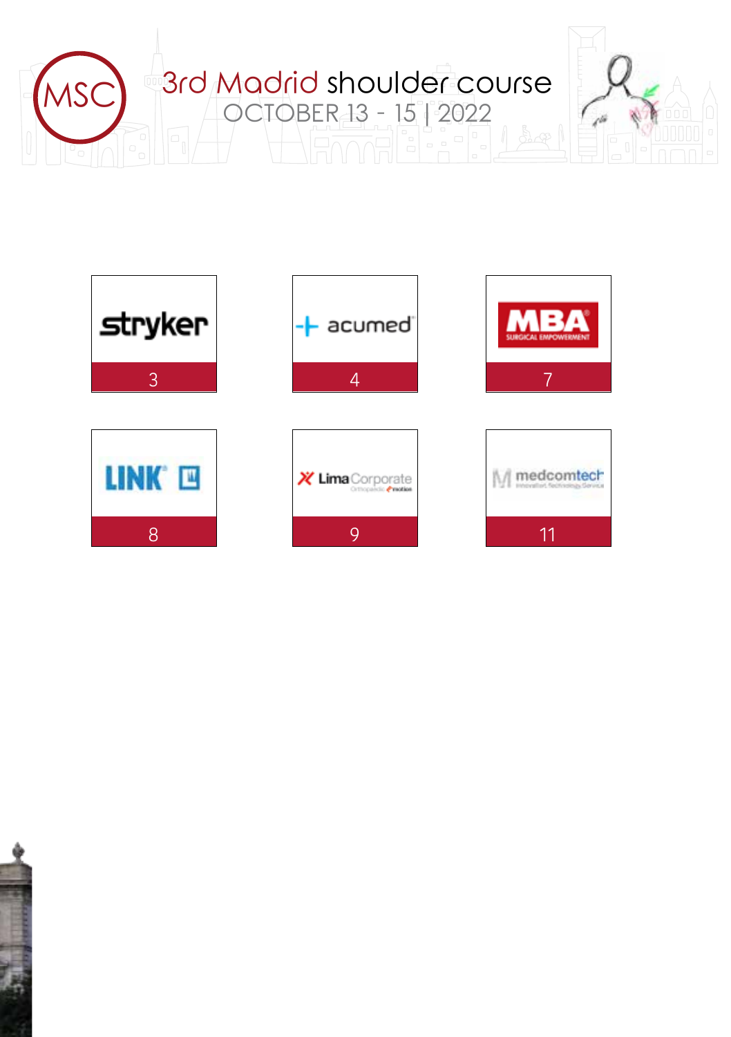# 3rd Madrid shoulder course

OCTOBER 13 - 15 | 2022

| | | |
|---|---|---|
| stryker | acumed | MBA SURGICAL EMPOWERMENT |
| 3 | 4 | 7 |
| LINK | LimaCorporate | medcomtech |
| 8 | 9 | 11 |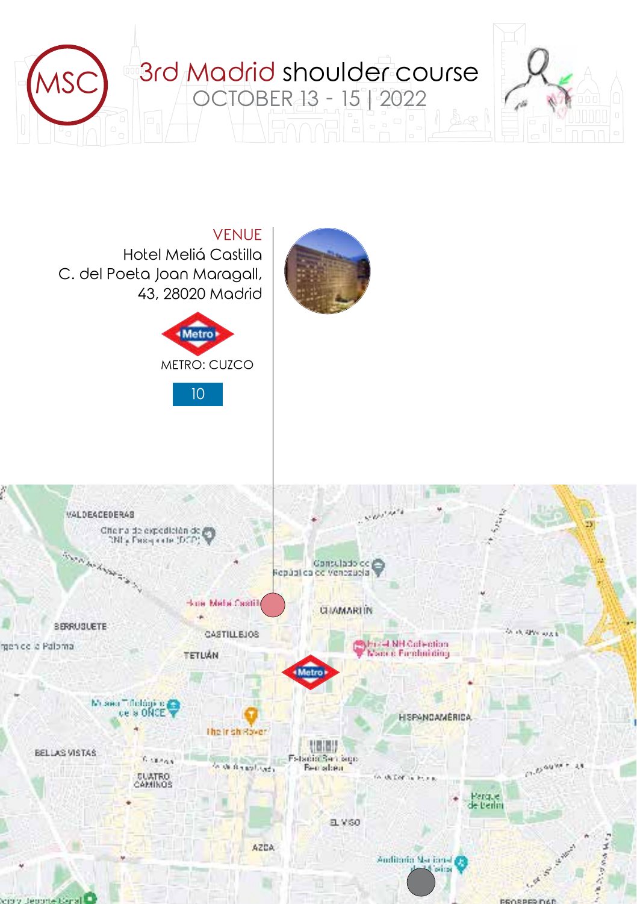# 3rd Madrid shoulder course

OCTOBER 13 - 15 | 2022

## VENUE

Hotel Meliá Castilla
C. del Poeta Joan Maragall,
43, 28020 Madrid

METRO: CUZCO

10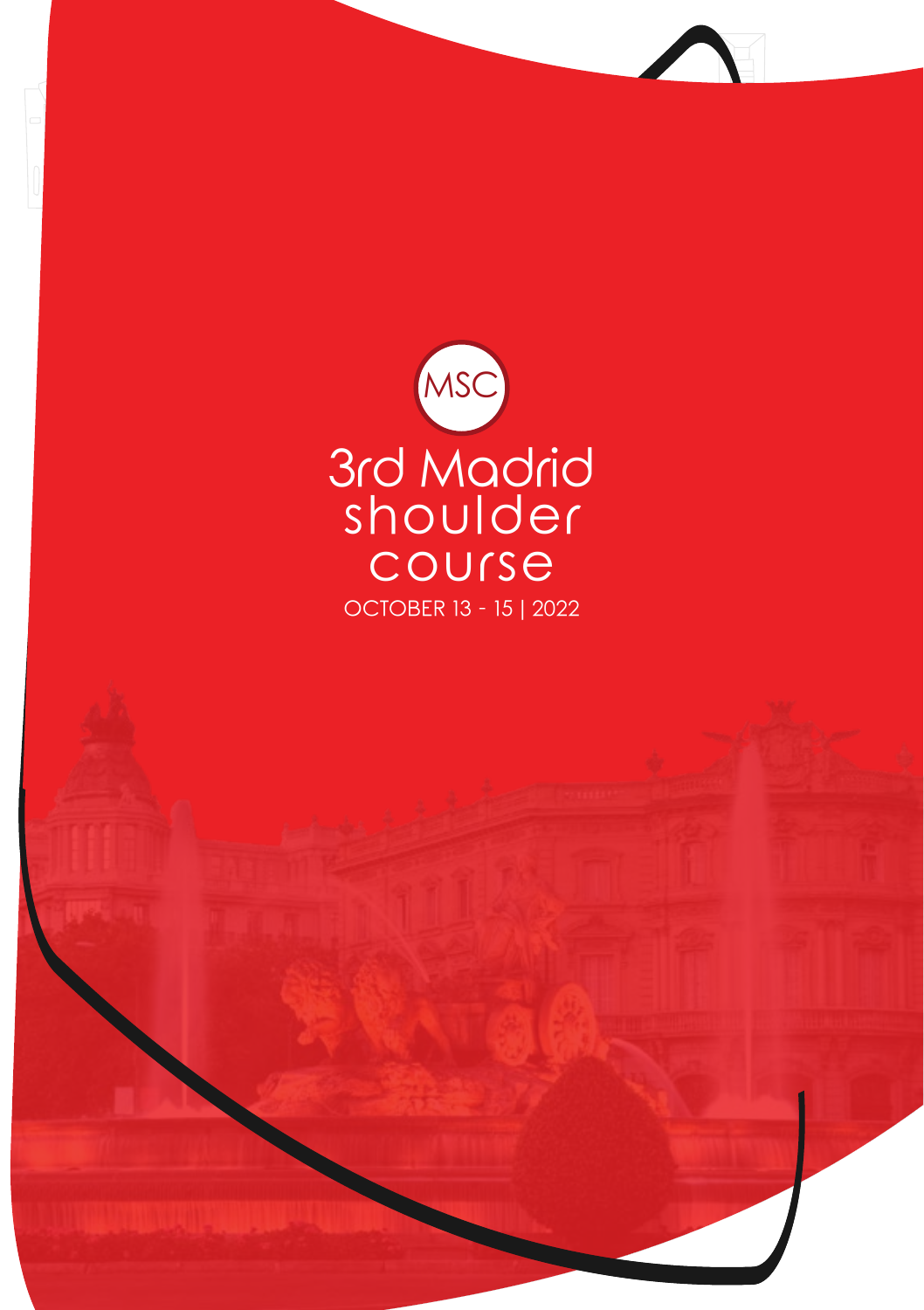MSC

# 3rd Madrid shoulder course

OCTOBER 13 - 15 | 2022